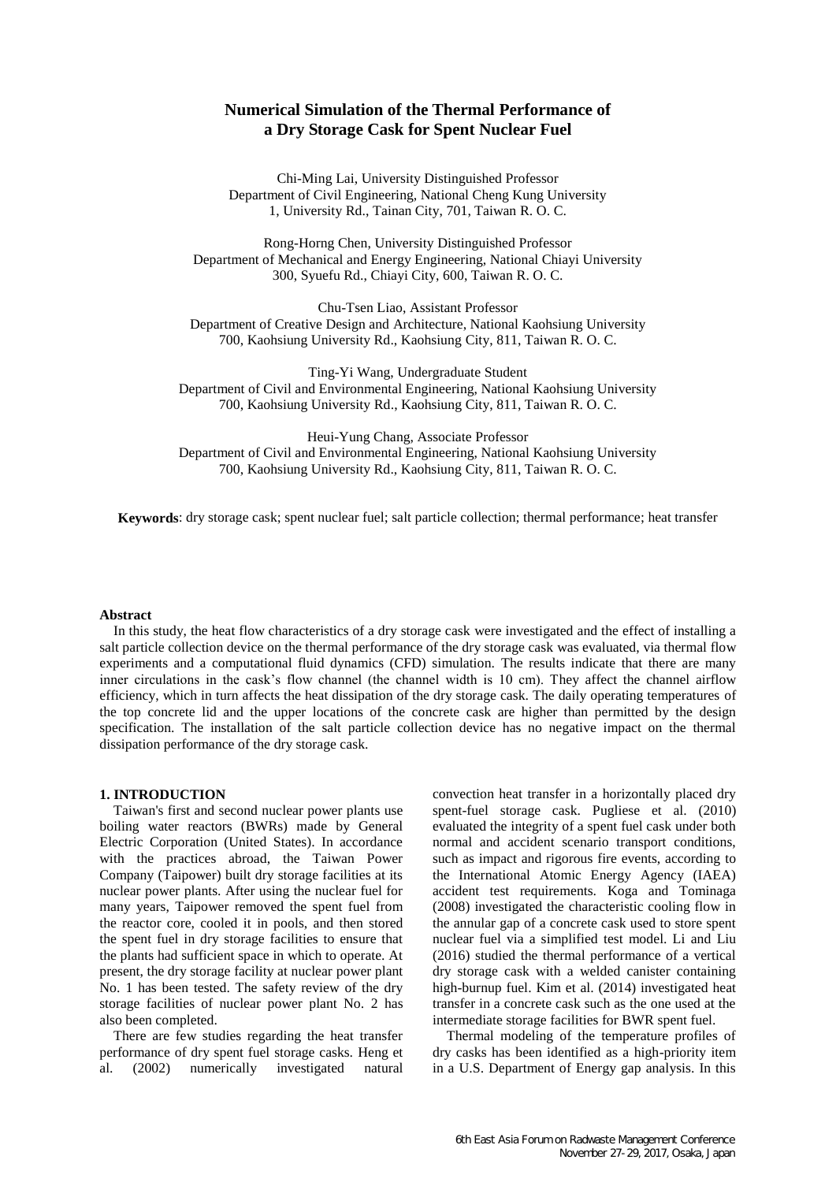# Numerical Simulation of the Thermal Performance of a Dry Storage Cask for Spent Nuclear Fuel

Chi-Ming Lai, University Distinguished Professor
Department of Civil Engineering, National Cheng Kung University
1, University Rd., Tainan City, 701, Taiwan R. O. C.

Rong-Horng Chen, University Distinguished Professor
Department of Mechanical and Energy Engineering, National Chiayi University
300, Syuefu Rd., Chiayi City, 600, Taiwan R. O. C.

Chu-Tsen Liao, Assistant Professor
Department of Creative Design and Architecture, National Kaohsiung University
700, Kaohsiung University Rd., Kaohsiung City, 811, Taiwan R. O. C.

Ting-Yi Wang, Undergraduate Student
Department of Civil and Environmental Engineering, National Kaohsiung University
700, Kaohsiung University Rd., Kaohsiung City, 811, Taiwan R. O. C.

Heui-Yung Chang, Associate Professor
Department of Civil and Environmental Engineering, National Kaohsiung University
700, Kaohsiung University Rd., Kaohsiung City, 811, Taiwan R. O. C.

**Keywords**: dry storage cask; spent nuclear fuel; salt particle collection; thermal performance; heat transfer

**Abstract**

In this study, the heat flow characteristics of a dry storage cask were investigated and the effect of installing a salt particle collection device on the thermal performance of the dry storage cask was evaluated, via thermal flow experiments and a computational fluid dynamics (CFD) simulation. The results indicate that there are many inner circulations in the cask's flow channel (the channel width is 10 cm). They affect the channel airflow efficiency, which in turn affects the heat dissipation of the dry storage cask. The daily operating temperatures of the top concrete lid and the upper locations of the concrete cask are higher than permitted by the design specification. The installation of the salt particle collection device has no negative impact on the thermal dissipation performance of the dry storage cask.

## 1. INTRODUCTION

Taiwan's first and second nuclear power plants use boiling water reactors (BWRs) made by General Electric Corporation (United States). In accordance with the practices abroad, the Taiwan Power Company (Taipower) built dry storage facilities at its nuclear power plants. After using the nuclear fuel for many years, Taipower removed the spent fuel from the reactor core, cooled it in pools, and then stored the spent fuel in dry storage facilities to ensure that the plants had sufficient space in which to operate. At present, the dry storage facility at nuclear power plant No. 1 has been tested. The safety review of the dry storage facilities of nuclear power plant No. 2 has also been completed.

There are few studies regarding the heat transfer performance of dry spent fuel storage casks. Heng et al. (2002) numerically investigated natural convection heat transfer in a horizontally placed dry spent-fuel storage cask. Pugliese et al. (2010) evaluated the integrity of a spent fuel cask under both normal and accident scenario transport conditions, such as impact and rigorous fire events, according to the International Atomic Energy Agency (IAEA) accident test requirements. Koga and Tominaga (2008) investigated the characteristic cooling flow in the annular gap of a concrete cask used to store spent nuclear fuel via a simplified test model. Li and Liu (2016) studied the thermal performance of a vertical dry storage cask with a welded canister containing high-burnup fuel. Kim et al. (2014) investigated heat transfer in a concrete cask such as the one used at the intermediate storage facilities for BWR spent fuel.

Thermal modeling of the temperature profiles of dry casks has been identified as a high-priority item in a U.S. Department of Energy gap analysis. In this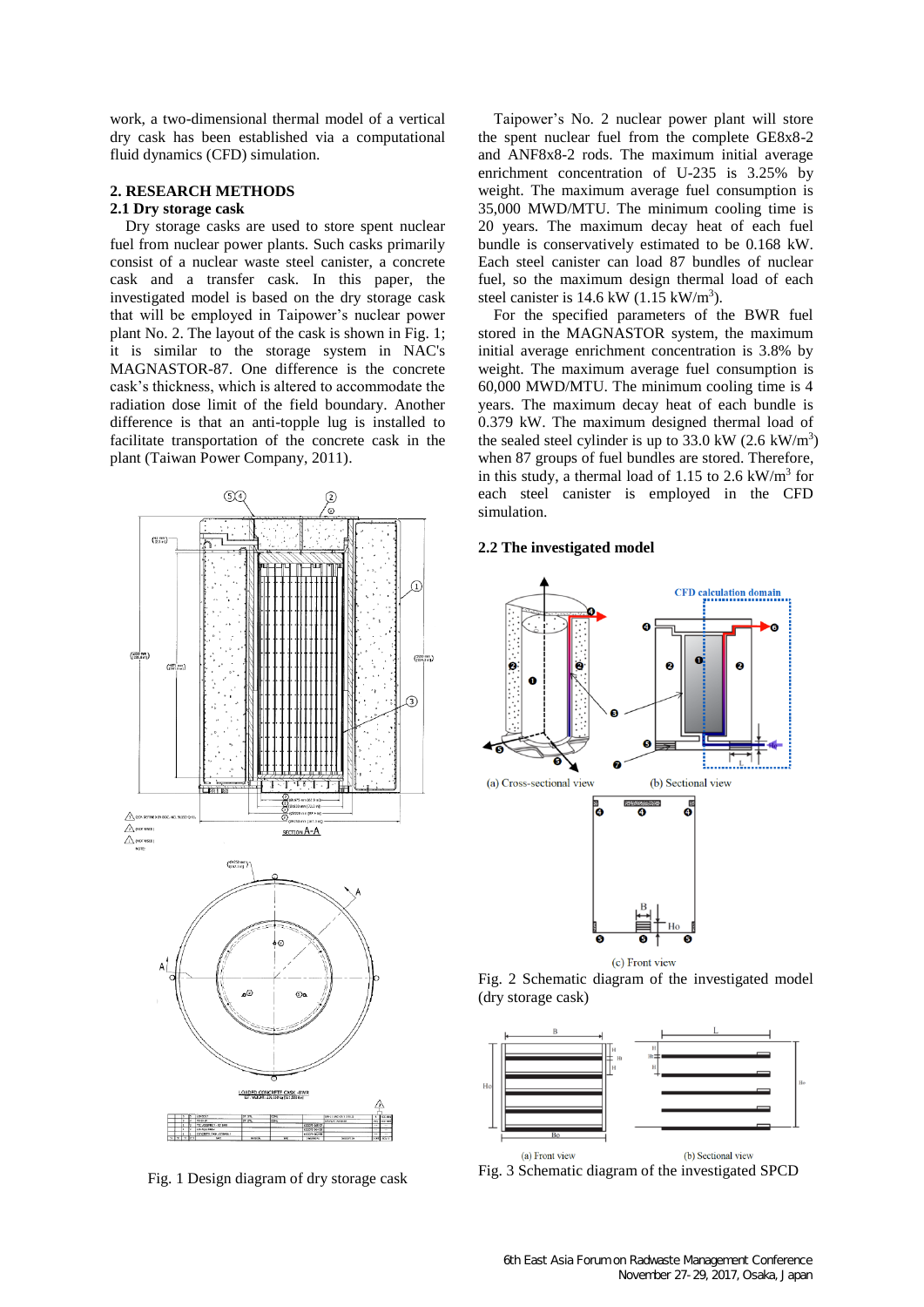work, a two-dimensional thermal model of a vertical dry cask has been established via a computational fluid dynamics (CFD) simulation.

## 2. RESEARCH METHODS

### 2.1 Dry storage cask

Dry storage casks are used to store spent nuclear fuel from nuclear power plants. Such casks primarily consist of a nuclear waste steel canister, a concrete cask and a transfer cask. In this paper, the investigated model is based on the dry storage cask that will be employed in Taipower's nuclear power plant No. 2. The layout of the cask is shown in Fig. 1; it is similar to the storage system in NAC's MAGNASTOR-87. One difference is the concrete cask's thickness, which is altered to accommodate the radiation dose limit of the field boundary. Another difference is that an anti-topple lug is installed to facilitate transportation of the concrete cask in the plant (Taiwan Power Company, 2011).

Fig. 1 Design diagram of dry storage cask

Taipower's No. 2 nuclear power plant will store the spent nuclear fuel from the complete GE8x8-2 and ANF8x8-2 rods. The maximum initial average enrichment concentration of U-235 is 3.25% by weight. The maximum average fuel consumption is 35,000 MWD/MTU. The minimum cooling time is 20 years. The maximum decay heat of each fuel bundle is conservatively estimated to be 0.168 kW. Each steel canister can load 87 bundles of nuclear fuel, so the maximum design thermal load of each steel canister is 14.6 kW (1.15 kW/m$^3$).

For the specified parameters of the BWR fuel stored in the MAGNASTOR system, the maximum initial average enrichment concentration is 3.8% by weight. The maximum average fuel consumption is 60,000 MWD/MTU. The minimum cooling time is 4 years. The maximum decay heat of each bundle is 0.379 kW. The maximum designed thermal load of the sealed steel cylinder is up to 33.0 kW (2.6 kW/m$^3$) when 87 groups of fuel bundles are stored. Therefore, in this study, a thermal load of 1.15 to 2.6 kW/m$^3$ for each steel canister is employed in the CFD simulation.

### 2.2 The investigated model

(a) Cross-sectional view (b) Sectional view

(c) Front view

Fig. 2 Schematic diagram of the investigated model (dry storage cask)

(a) Front view (b) Sectional view

Fig. 3 Schematic diagram of the investigated SPCD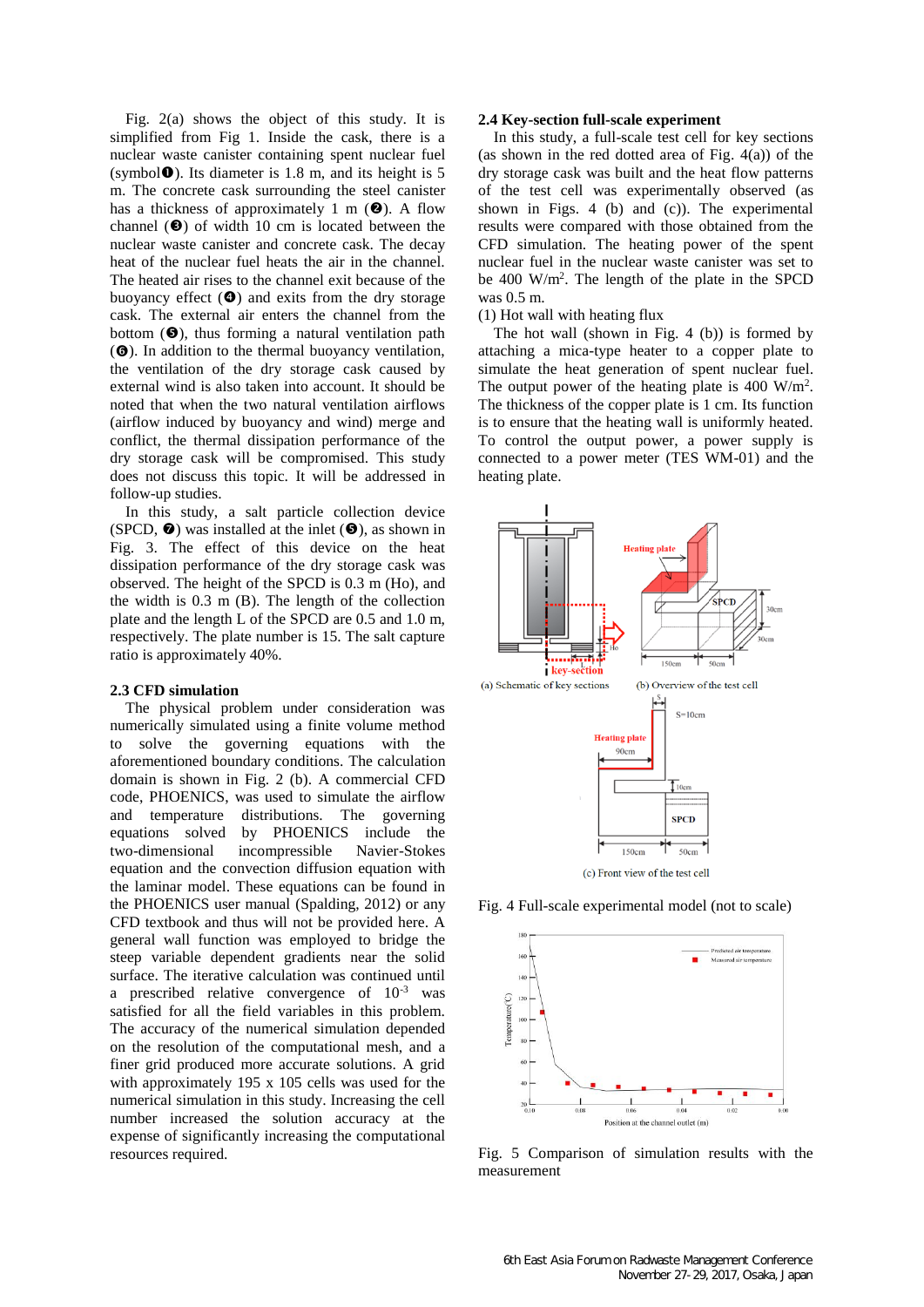Fig. 2(a) shows the object of this study. It is simplified from Fig 1. Inside the cask, there is a nuclear waste canister containing spent nuclear fuel (symbol❶). Its diameter is 1.8 m, and its height is 5 m. The concrete cask surrounding the steel canister has a thickness of approximately 1 m (❷). A flow channel (❸) of width 10 cm is located between the nuclear waste canister and concrete cask. The decay heat of the nuclear fuel heats the air in the channel. The heated air rises to the channel exit because of the buoyancy effect (❹) and exits from the dry storage cask. The external air enters the channel from the bottom (❺), thus forming a natural ventilation path (❻). In addition to the thermal buoyancy ventilation, the ventilation of the dry storage cask caused by external wind is also taken into account. It should be noted that when the two natural ventilation airflows (airflow induced by buoyancy and wind) merge and conflict, the thermal dissipation performance of the dry storage cask will be compromised. This study does not discuss this topic. It will be addressed in follow-up studies.

In this study, a salt particle collection device (SPCD, ❼) was installed at the inlet (❺), as shown in Fig. 3. The effect of this device on the heat dissipation performance of the dry storage cask was observed. The height of the SPCD is 0.3 m (Ho), and the width is 0.3 m (B). The length of the collection plate and the length L of the SPCD are 0.5 and 1.0 m, respectively. The plate number is 15. The salt capture ratio is approximately 40%.

### 2.3 CFD simulation

The physical problem under consideration was numerically simulated using a finite volume method to solve the governing equations with the aforementioned boundary conditions. The calculation domain is shown in Fig. 2 (b). A commercial CFD code, PHOENICS, was used to simulate the airflow and temperature distributions. The governing equations solved by PHOENICS include the two-dimensional incompressible Navier-Stokes equation and the convection diffusion equation with the laminar model. These equations can be found in the PHOENICS user manual (Spalding, 2012) or any CFD textbook and thus will not be provided here. A general wall function was employed to bridge the steep variable dependent gradients near the solid surface. The iterative calculation was continued until a prescribed relative convergence of $10^{-3}$ was satisfied for all the field variables in this problem. The accuracy of the numerical simulation depended on the resolution of the computational mesh, and a finer grid produced more accurate solutions. A grid with approximately 195 x 105 cells was used for the numerical simulation in this study. Increasing the cell number increased the solution accuracy at the expense of significantly increasing the computational resources required.

### 2.4 Key-section full-scale experiment

In this study, a full-scale test cell for key sections (as shown in the red dotted area of Fig. 4(a)) of the dry storage cask was built and the heat flow patterns of the test cell was experimentally observed (as shown in Figs. 4 (b) and (c)). The experimental results were compared with those obtained from the CFD simulation. The heating power of the spent nuclear fuel in the nuclear waste canister was set to be 400 W/m$^2$. The length of the plate in the SPCD was 0.5 m.

(1) Hot wall with heating flux

The hot wall (shown in Fig. 4 (b)) is formed by attaching a mica-type heater to a copper plate to simulate the heat generation of spent nuclear fuel. The output power of the heating plate is 400 W/m$^2$. The thickness of the copper plate is 1 cm. Its function is to ensure that the heating wall is uniformly heated. To control the output power, a power supply is connected to a power meter (TES WM-01) and the heating plate.

(a) Schematic of key sections (b) Overview of the test cell

(c) Front view of the test cell

Fig. 4 Full-scale experimental model (not to scale)

Fig. 5 Comparison of simulation results with the measurement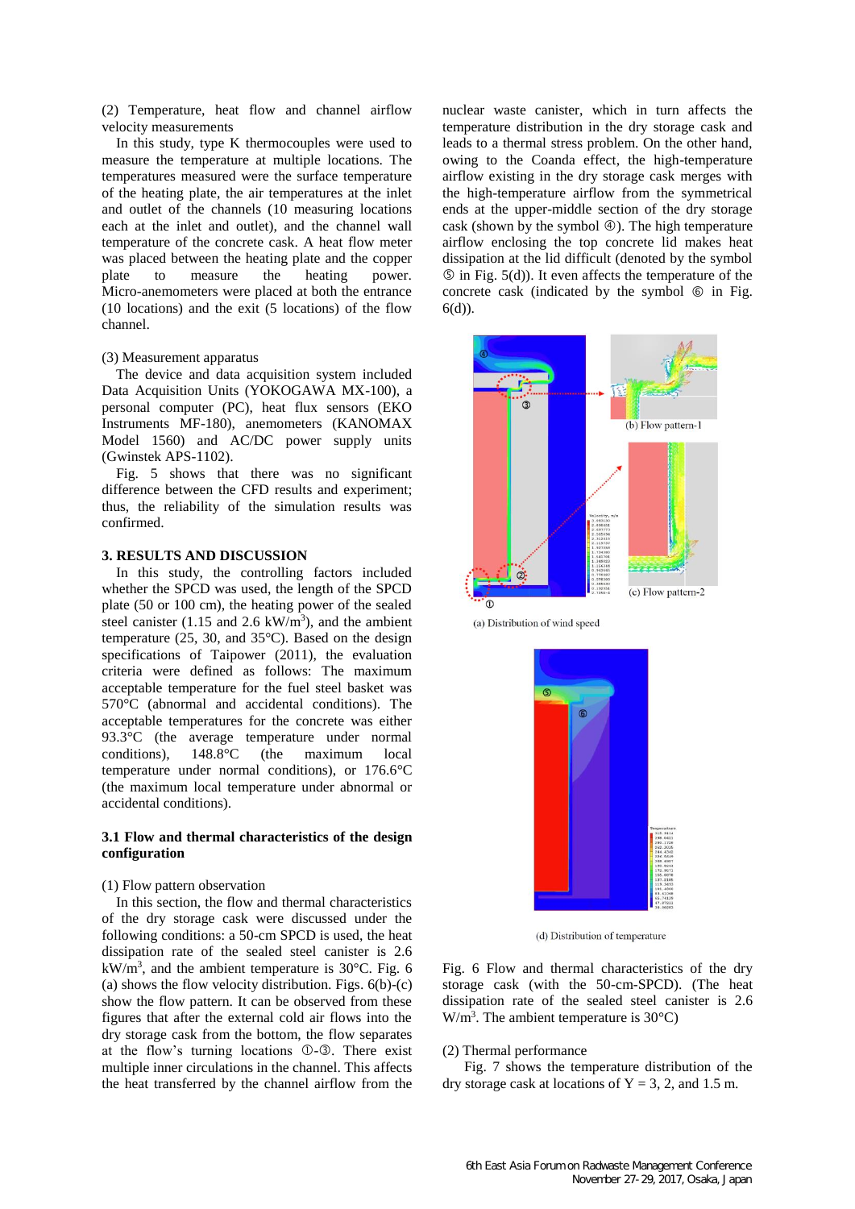(2) Temperature, heat flow and channel airflow velocity measurements

In this study, type K thermocouples were used to measure the temperature at multiple locations. The temperatures measured were the surface temperature of the heating plate, the air temperatures at the inlet and outlet of the channels (10 measuring locations each at the inlet and outlet), and the channel wall temperature of the concrete cask. A heat flow meter was placed between the heating plate and the copper plate to measure the heating power. Micro-anemometers were placed at both the entrance (10 locations) and the exit (5 locations) of the flow channel.

(3) Measurement apparatus

The device and data acquisition system included Data Acquisition Units (YOKOGAWA MX-100), a personal computer (PC), heat flux sensors (EKO Instruments MF-180), anemometers (KANOMAX Model 1560) and AC/DC power supply units (Gwinstek APS-1102).

Fig. 5 shows that there was no significant difference between the CFD results and experiment; thus, the reliability of the simulation results was confirmed.

## 3. RESULTS AND DISCUSSION

In this study, the controlling factors included whether the SPCD was used, the length of the SPCD plate (50 or 100 cm), the heating power of the sealed steel canister (1.15 and 2.6 kW/m$^3$), and the ambient temperature (25, 30, and 35°C). Based on the design specifications of Taipower (2011), the evaluation criteria were defined as follows: The maximum acceptable temperature for the fuel steel basket was 570°C (abnormal and accidental conditions). The acceptable temperatures for the concrete was either 93.3°C (the average temperature under normal conditions), 148.8°C (the maximum local temperature under normal conditions), or 176.6°C (the maximum local temperature under abnormal or accidental conditions).

### 3.1 Flow and thermal characteristics of the design configuration

(1) Flow pattern observation

In this section, the flow and thermal characteristics of the dry storage cask were discussed under the following conditions: a 50-cm SPCD is used, the heat dissipation rate of the sealed steel canister is 2.6 kW/m$^3$, and the ambient temperature is 30°C. Fig. 6 (a) shows the flow velocity distribution. Figs. 6(b)-(c) show the flow pattern. It can be observed from these figures that after the external cold air flows into the dry storage cask from the bottom, the flow separates at the flow's turning locations ①-③. There exist multiple inner circulations in the channel. This affects the heat transferred by the channel airflow from the nuclear waste canister, which in turn affects the temperature distribution in the dry storage cask and leads to a thermal stress problem. On the other hand, owing to the Coanda effect, the high-temperature airflow existing in the dry storage cask merges with the high-temperature airflow from the symmetrical ends at the upper-middle section of the dry storage cask (shown by the symbol ④). The high temperature airflow enclosing the top concrete lid makes heat dissipation at the lid difficult (denoted by the symbol ⑤ in Fig. 5(d)). It even affects the temperature of the concrete cask (indicated by the symbol ⑥ in Fig. 6(d)).

(a) Distribution of wind speed

(b) Flow pattern-1

(c) Flow pattern-2

(d) Distribution of temperature

Fig. 6 Flow and thermal characteristics of the dry storage cask (with the 50-cm-SPCD). (The heat dissipation rate of the sealed steel canister is 2.6 W/m$^3$. The ambient temperature is 30°C)

(2) Thermal performance

Fig. 7 shows the temperature distribution of the dry storage cask at locations of Y = 3, 2, and 1.5 m.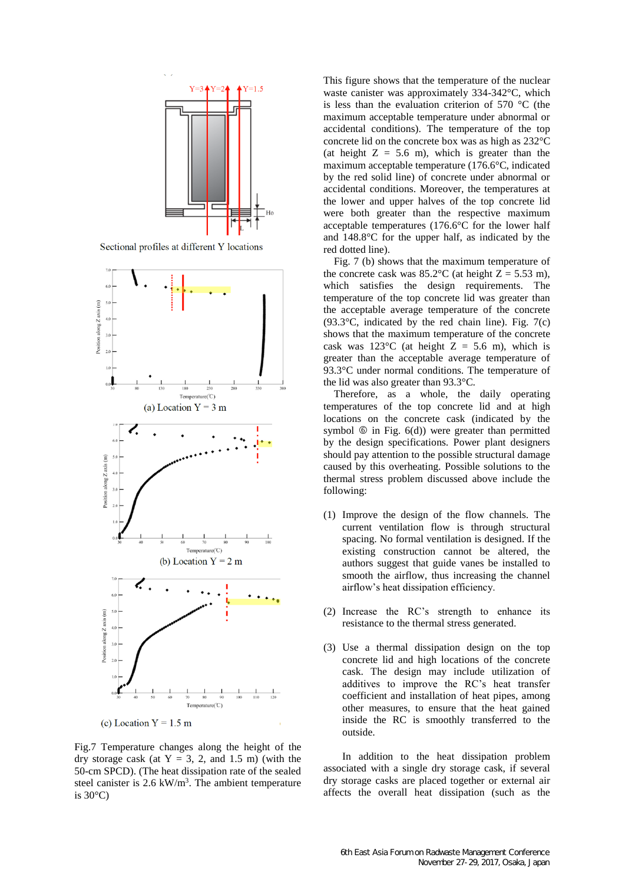Sectional profiles at different Y locations

(a) Location Y = 3 m

(b) Location Y = 2 m

(c) Location Y = 1.5 m

Fig.7 Temperature changes along the height of the dry storage cask (at Y = 3, 2, and 1.5 m) (with the 50-cm SPCD). (The heat dissipation rate of the sealed steel canister is 2.6 kW/m$^3$. The ambient temperature is 30°C)

This figure shows that the temperature of the nuclear waste canister was approximately 334-342°C, which is less than the evaluation criterion of 570 °C (the maximum acceptable temperature under abnormal or accidental conditions). The temperature of the top concrete lid on the concrete box was as high as 232°C (at height Z = 5.6 m), which is greater than the maximum acceptable temperature (176.6°C, indicated by the red solid line) of concrete under abnormal or accidental conditions. Moreover, the temperatures at the lower and upper halves of the top concrete lid were both greater than the respective maximum acceptable temperatures (176.6°C for the lower half and 148.8°C for the upper half, as indicated by the red dotted line).

Fig. 7 (b) shows that the maximum temperature of the concrete cask was 85.2°C (at height Z = 5.53 m), which satisfies the design requirements. The temperature of the top concrete lid was greater than the acceptable average temperature of the concrete (93.3°C, indicated by the red chain line). Fig. 7(c) shows that the maximum temperature of the concrete cask was 123°C (at height Z = 5.6 m), which is greater than the acceptable average temperature of 93.3°C under normal conditions. The temperature of the lid was also greater than 93.3°C.

Therefore, as a whole, the daily operating temperatures of the top concrete lid and at high locations of the concrete cask (indicated by symbol ⑥ in Fig. 6(d)) were greater than permitted by the design specifications. Power plant designers should pay attention to the possible structural damage caused by this overheating. Possible solutions to the thermal stress problem discussed above include the following:

(1) Improve the design of the flow channels. The current ventilation flow is through structural spacing. No formal ventilation is designed. If the existing construction cannot be altered, the authors suggest that guide vanes be installed to smooth the airflow, thus increasing the channel airflow's heat dissipation efficiency.

(2) Increase the RC's strength to enhance its resistance to the thermal stress generated.

(3) Use a thermal dissipation design on the top concrete lid and high locations of the concrete cask. The design may include utilization of additives to improve the RC's heat transfer coefficient and installation of heat pipes, among other measures, to ensure that the heat gained inside the RC is smoothly transferred to the outside.

In addition to the heat dissipation problem associated with a single dry storage cask, if several dry storage casks are placed together or external air affects the overall heat dissipation (such as the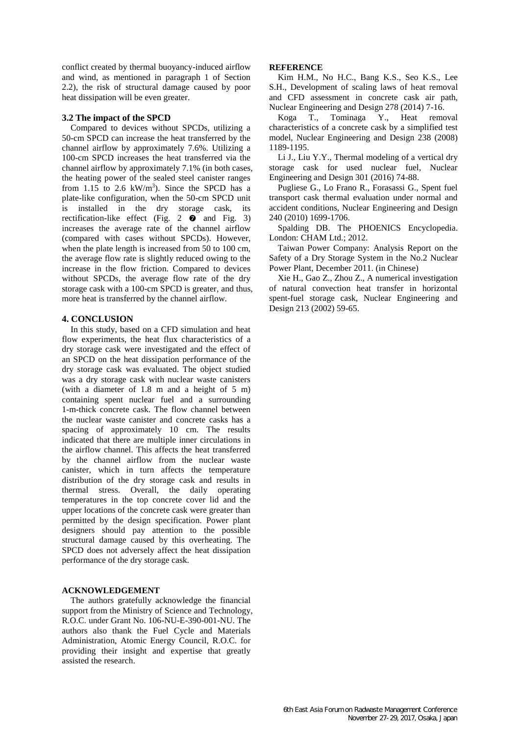conflict created by thermal buoyancy-induced airflow and wind, as mentioned in paragraph 1 of Section 2.2), the risk of structural damage caused by poor heat dissipation will be even greater.

### 3.2 The impact of the SPCD

Compared to devices without SPCDs, utilizing a 50-cm SPCD can increase the heat transferred by the channel airflow by approximately 7.6%. Utilizing a 100-cm SPCD increases the heat transferred via the channel airflow by approximately 7.1% (in both cases, the heating power of the sealed steel canister ranges from 1.15 to 2.6 $kW/m^3$). Since the SPCD has a plate-like configuration, when the 50-cm SPCD unit is installed in the dry storage cask, its rectification-like effect (Fig. 2 ❼ and Fig. 3) increases the average rate of the channel airflow (compared with cases without SPCDs). However, when the plate length is increased from 50 to 100 cm, the average flow rate is slightly reduced owing to the increase in the flow friction. Compared to devices without SPCDs, the average flow rate of the dry storage cask with a 100-cm SPCD is greater, and thus, more heat is transferred by the channel airflow.

## 4. CONCLUSION

In this study, based on a CFD simulation and heat flow experiments, the heat flux characteristics of a dry storage cask were investigated and the effect of an SPCD on the heat dissipation performance of the dry storage cask was evaluated. The object studied was a dry storage cask with nuclear waste canisters (with a diameter of 1.8 m and a height of 5 m) containing spent nuclear fuel and a surrounding 1-m-thick concrete cask. The flow channel between the nuclear waste canister and concrete casks has a spacing of approximately 10 cm. The results indicated that there are multiple inner circulations in the airflow channel. This affects the heat transferred by the channel airflow from the nuclear waste canister, which in turn affects the temperature distribution of the dry storage cask and results in thermal stress. Overall, the daily operating temperatures in the top concrete cover lid and the upper locations of the concrete cask were greater than permitted by the design specification. Power plant designers should pay attention to the possible structural damage caused by this overheating. The SPCD does not adversely affect the heat dissipation performance of the dry storage cask.

## ACKNOWLEDGEMENT

The authors gratefully acknowledge the financial support from the Ministry of Science and Technology, R.O.C. under Grant No. 106-NU-E-390-001-NU. The authors also thank the Fuel Cycle and Materials Administration, Atomic Energy Council, R.O.C. for providing their insight and expertise that greatly assisted the research.

## REFERENCE

Kim H.M., No H.C., Bang K.S., Seo K.S., Lee S.H., Development of scaling laws of heat removal and CFD assessment in concrete cask air path, Nuclear Engineering and Design 278 (2014) 7-16.

Koga T., Tominaga Y., Heat removal characteristics of a concrete cask by a simplified test model, Nuclear Engineering and Design 238 (2008) 1189-1195.

Li J., Liu Y.Y., Thermal modeling of a vertical dry storage cask for used nuclear fuel, Nuclear Engineering and Design 301 (2016) 74-88.

Pugliese G., Lo Frano R., Forasassi G., Spent fuel transport cask thermal evaluation under normal and accident conditions, Nuclear Engineering and Design 240 (2010) 1699-1706.

Spalding DB. The PHOENICS Encyclopedia. London: CHAM Ltd.; 2012.

Taiwan Power Company: Analysis Report on the Safety of a Dry Storage System in the No.2 Nuclear Power Plant, December 2011. (in Chinese)

Xie H., Gao Z., Zhou Z., A numerical investigation of natural convection heat transfer in horizontal spent-fuel storage cask, Nuclear Engineering and Design 213 (2002) 59-65.